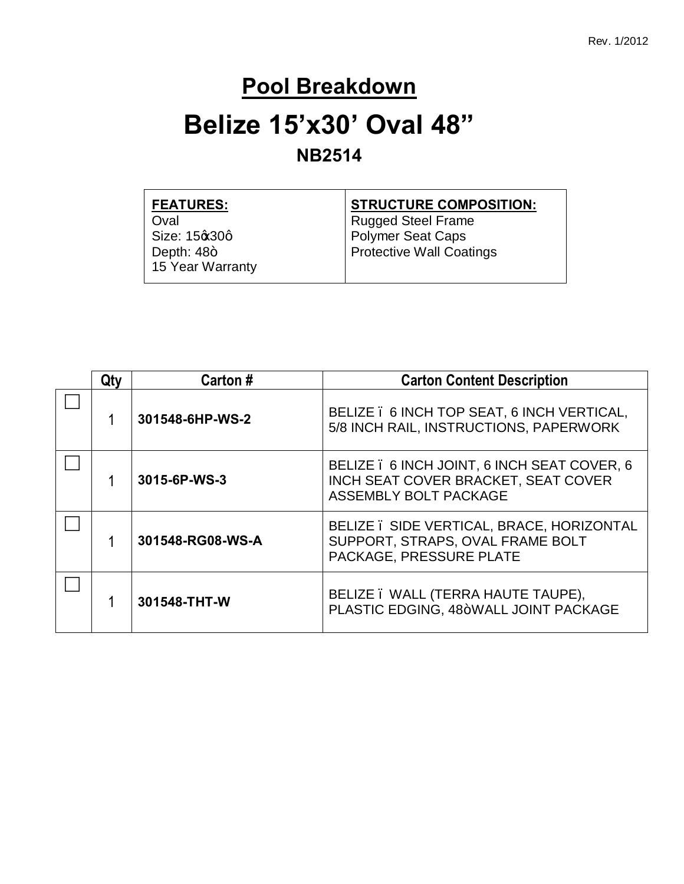Rev. 1/2012

# Pool Breakdown

# Belize 15'x30' Oval 48"

## NB2514

| **FEATURES:** | **STRUCTURE COMPOSITION:** |
|---|---|
| Oval<br>Size: 15ʹx30ʹ<br>Depth: 48ʺ<br>15 Year Warranty | Rugged Steel Frame<br>Polymer Seat Caps<br>Protective Wall Coatings |

| | Qty | Carton # | Carton Content Description |
|---|---|---|---|
| ☐ | 1 | **301548-6HP-WS-2** | BELIZE – 6 INCH TOP SEAT, 6 INCH VERTICAL, 5/8 INCH RAIL, INSTRUCTIONS, PAPERWORK |
| ☐ | 1 | **3015-6P-WS-3** | BELIZE – 6 INCH JOINT, 6 INCH SEAT COVER, 6 INCH SEAT COVER BRACKET, SEAT COVER ASSEMBLY BOLT PACKAGE |
| ☐ | 1 | **301548-RG08-WS-A** | BELIZE – SIDE VERTICAL, BRACE, HORIZONTAL SUPPORT, STRAPS, OVAL FRAME BOLT PACKAGE, PRESSURE PLATE |
| ☐ | 1 | **301548-THT-W** | BELIZE – WALL (TERRA HAUTE TAUPE), PLASTIC EDGING, 48ʺ WALL JOINT PACKAGE |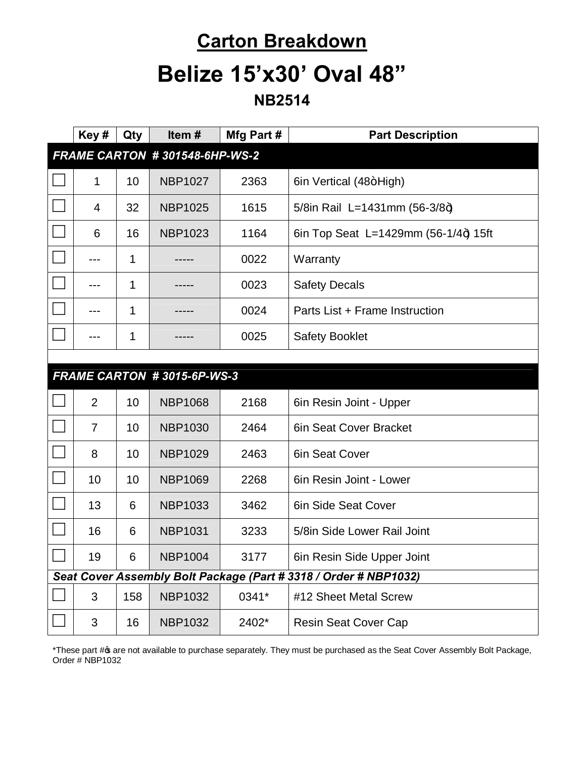# Carton Breakdown

# Belize 15’x30’ Oval 48”

## NB2514

| | Key # | Qty | Item # | Mfg Part # | Part Description |
|---|---|---|---|---|---|
| ***FRAME CARTON # 301548-6HP-WS-2*** | | | | | |
| ☐ | 1 | 10 | NBP1027 | 2363 | 6in Vertical (48òHigh) |
| ☐ | 4 | 32 | NBP1025 | 1615 | 5/8in Rail L=1431mm (56-3/8ò) |
| ☐ | 6 | 16 | NBP1023 | 1164 | 6in Top Seat L=1429mm (56-1/4ò) 15ft |
| ☐ | --- | 1 | ----- | 0022 | Warranty |
| ☐ | --- | 1 | ----- | 0023 | Safety Decals |
| ☐ | --- | 1 | ----- | 0024 | Parts List + Frame Instruction |
| ☐ | --- | 1 | ----- | 0025 | Safety Booklet |
| | | | | | |
| ***FRAME CARTON # 3015-6P-WS-3*** | | | | | |
| ☐ | 2 | 10 | NBP1068 | 2168 | 6in Resin Joint - Upper |
| ☐ | 7 | 10 | NBP1030 | 2464 | 6in Seat Cover Bracket |
| ☐ | 8 | 10 | NBP1029 | 2463 | 6in Seat Cover |
| ☐ | 10 | 10 | NBP1069 | 2268 | 6in Resin Joint - Lower |
| ☐ | 13 | 6 | NBP1033 | 3462 | 6in Side Seat Cover |
| ☐ | 16 | 6 | NBP1031 | 3233 | 5/8in Side Lower Rail Joint |
| ☐ | 19 | 6 | NBP1004 | 3177 | 6in Resin Side Upper Joint |
| ***Seat Cover Assembly Bolt Package (Part # 3318 / Order # NBP1032)*** | | | | | |
| ☐ | 3 | 158 | NBP1032 | 0341* | #12 Sheet Metal Screw |
| ☐ | 3 | 16 | NBP1032 | 2402* | Resin Seat Cover Cap |

*These part #ø are not available to purchase separately. They must be purchased as the Seat Cover Assembly Bolt Package, Order # NBP1032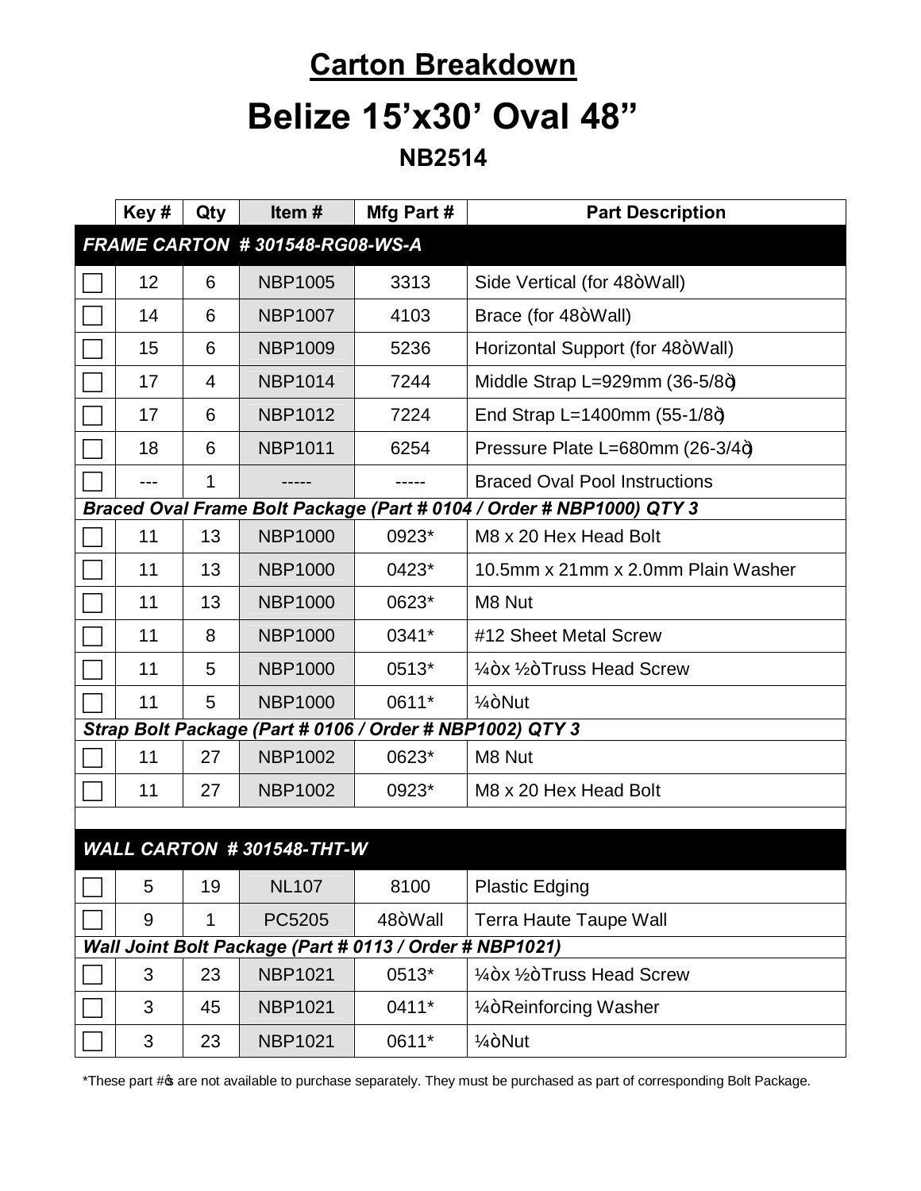## Carton Breakdown

# Belize 15'x30' Oval 48"

### NB2514

| | Key # | Qty | Item # | Mfg Part # | Part Description |
|---|---|---|---|---|---|
| ***FRAME CARTON # 301548-RG08-WS-A*** | | | | | |
| ☐ | 12 | 6 | NBP1005 | 3313 | Side Vertical (for 48ò Wall) |
| ☐ | 14 | 6 | NBP1007 | 4103 | Brace (for 48ò Wall) |
| ☐ | 15 | 6 | NBP1009 | 5236 | Horizontal Support (for 48ò Wall) |
| ☐ | 17 | 4 | NBP1014 | 7244 | Middle Strap L=929mm (36-5/8ò) |
| ☐ | 17 | 6 | NBP1012 | 7224 | End Strap L=1400mm (55-1/8ò) |
| ☐ | 18 | 6 | NBP1011 | 6254 | Pressure Plate L=680mm (26-3/4ò) |
| ☐ | --- | 1 | ----- | ----- | Braced Oval Pool Instructions |
| ***Braced Oval Frame Bolt Package (Part # 0104 / Order # NBP1000) QTY 3*** | | | | | |
| ☐ | 11 | 13 | NBP1000 | 0923* | M8 x 20 Hex Head Bolt |
| ☐ | 11 | 13 | NBP1000 | 0423* | 10.5mm x 21mm x 2.0mm Plain Washer |
| ☐ | 11 | 13 | NBP1000 | 0623* | M8 Nut |
| ☐ | 11 | 8 | NBP1000 | 0341* | #12 Sheet Metal Screw |
| ☐ | 11 | 5 | NBP1000 | 0513* | ¼ò x ½ò Truss Head Screw |
| ☐ | 11 | 5 | NBP1000 | 0611* | ¼ò Nut |
| ***Strap Bolt Package (Part # 0106 / Order # NBP1002) QTY 3*** | | | | | |
| ☐ | 11 | 27 | NBP1002 | 0623* | M8 Nut |
| ☐ | 11 | 27 | NBP1002 | 0923* | M8 x 20 Hex Head Bolt |
| | | | | | |
| ***WALL CARTON # 301548-THT-W*** | | | | | |
| ☐ | 5 | 19 | NL107 | 8100 | Plastic Edging |
| ☐ | 9 | 1 | PC5205 | 48ò Wall | Terra Haute Taupe Wall |
| ***Wall Joint Bolt Package (Part # 0113 / Order # NBP1021)*** | | | | | |
| ☐ | 3 | 23 | NBP1021 | 0513* | ¼ò x ½ò Truss Head Screw |
| ☐ | 3 | 45 | NBP1021 | 0411* | ¼ò Reinforcing Washer |
| ☐ | 3 | 23 | NBP1021 | 0611* | ¼ò Nut |

*These part #ó are not available to purchase separately. They must be purchased as part of corresponding Bolt Package.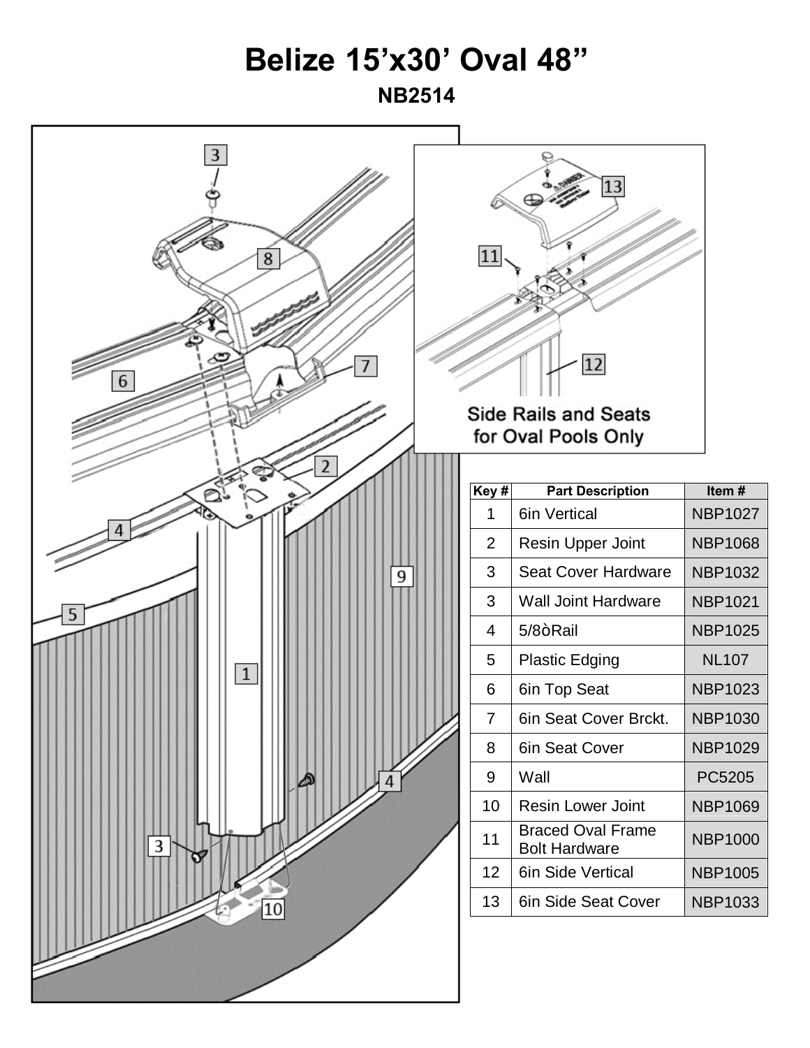# Belize 15'x30' Oval 48"

## NB2514

Side Rails and Seats for Oval Pools Only

| Key # | Part Description | Item # |
|---|---|---|
| 1 | 6in Vertical | NBP1027 |
| 2 | Resin Upper Joint | NBP1068 |
| 3 | Seat Cover Hardware | NBP1032 |
| 3 | Wall Joint Hardware | NBP1021 |
| 4 | 5/8òRail | NBP1025 |
| 5 | Plastic Edging | NL107 |
| 6 | 6in Top Seat | NBP1023 |
| 7 | 6in Seat Cover Brckt. | NBP1030 |
| 8 | 6in Seat Cover | NBP1029 |
| 9 | Wall | PC5205 |
| 10 | Resin Lower Joint | NBP1069 |
| 11 | Braced Oval Frame Bolt Hardware | NBP1000 |
| 12 | 6in Side Vertical | NBP1005 |
| 13 | 6in Side Seat Cover | NBP1033 |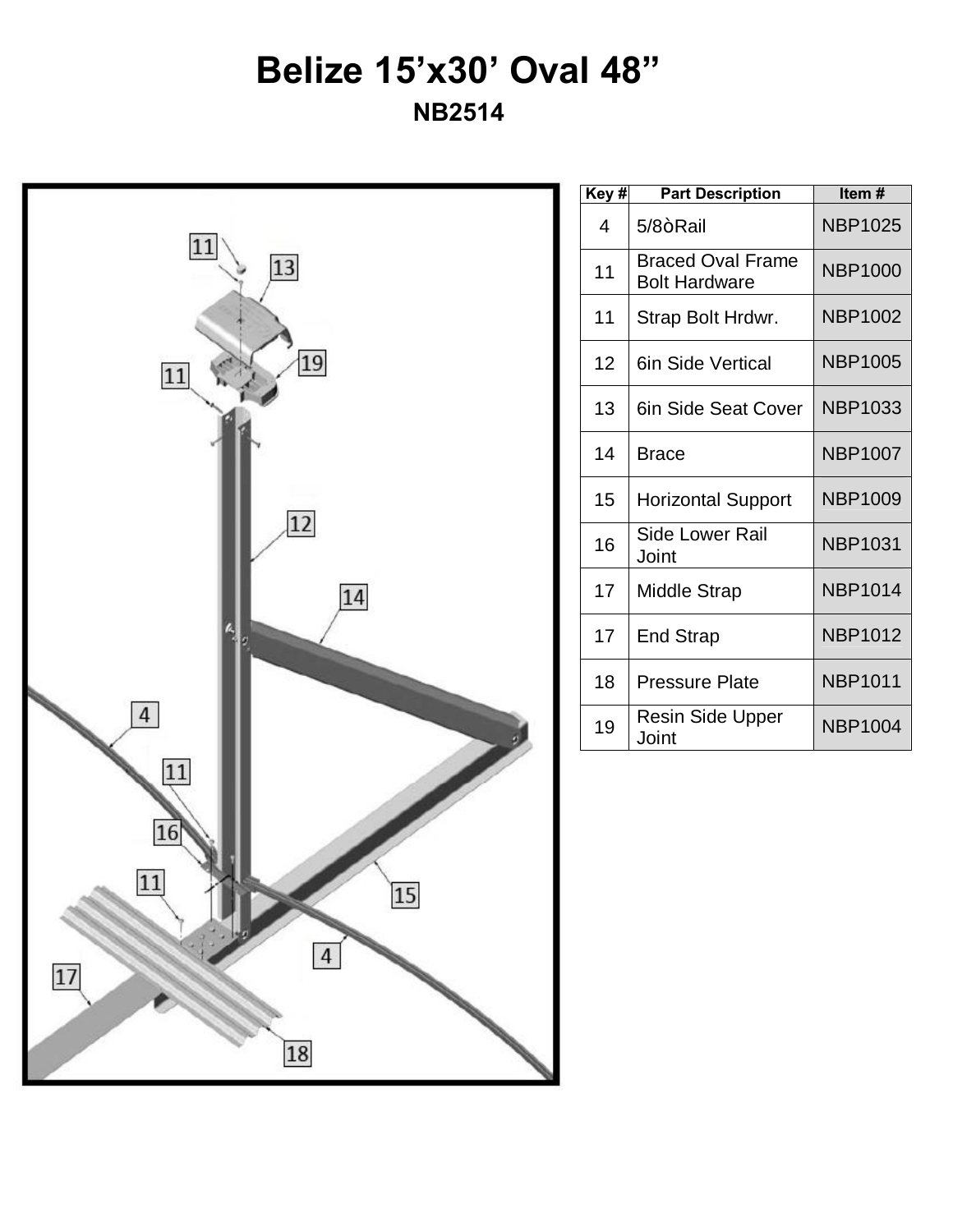# Belize 15'x30' Oval 48"

## NB2514

| Key # | Part Description | Item # |
|---|---|---|
| 4 | 5/8òRail | NBP1025 |
| 11 | Braced Oval Frame Bolt Hardware | NBP1000 |
| 11 | Strap Bolt Hrdwr. | NBP1002 |
| 12 | 6in Side Vertical | NBP1005 |
| 13 | 6in Side Seat Cover | NBP1033 |
| 14 | Brace | NBP1007 |
| 15 | Horizontal Support | NBP1009 |
| 16 | Side Lower Rail Joint | NBP1031 |
| 17 | Middle Strap | NBP1014 |
| 17 | End Strap | NBP1012 |
| 18 | Pressure Plate | NBP1011 |
| 19 | Resin Side Upper Joint | NBP1004 |